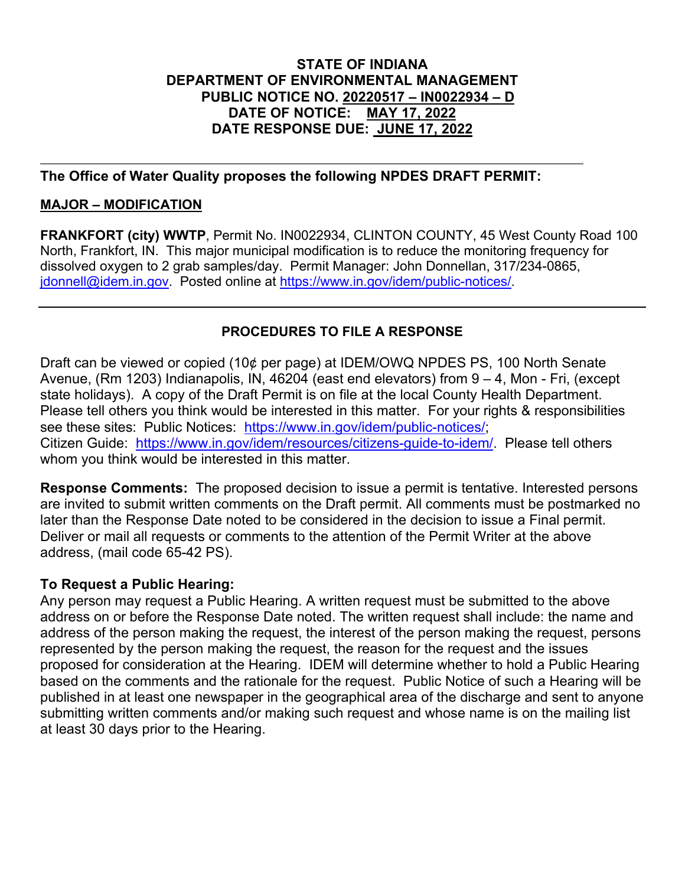**STATE OF INDIANA**
**DEPARTMENT OF ENVIRONMENTAL MANAGEMENT**
**PUBLIC NOTICE NO. 20220517 – IN0022934 – D**
**DATE OF NOTICE: MAY 17, 2022**
**DATE RESPONSE DUE: JUNE 17, 2022**

---

**The Office of Water Quality proposes the following NPDES DRAFT PERMIT:**

**MAJOR – MODIFICATION**

**FRANKFORT (city) WWTP**, Permit No. IN0022934, CLINTON COUNTY, 45 West County Road 100 North, Frankfort, IN. This major municipal modification is to reduce the monitoring frequency for dissolved oxygen to 2 grab samples/day. Permit Manager: John Donnellan, 317/234-0865, jdonnell@idem.in.gov. Posted online at https://www.in.gov/idem/public-notices/.

---

## PROCEDURES TO FILE A RESPONSE

Draft can be viewed or copied (10¢ per page) at IDEM/OWQ NPDES PS, 100 North Senate Avenue, (Rm 1203) Indianapolis, IN, 46204 (east end elevators) from 9 – 4, Mon - Fri, (except state holidays). A copy of the Draft Permit is on file at the local County Health Department. Please tell others you think would be interested in this matter. For your rights & responsibilities see these sites: Public Notices: https://www.in.gov/idem/public-notices/; Citizen Guide: https://www.in.gov/idem/resources/citizens-guide-to-idem/. Please tell others whom you think would be interested in this matter.

**Response Comments:** The proposed decision to issue a permit is tentative. Interested persons are invited to submit written comments on the Draft permit. All comments must be postmarked no later than the Response Date noted to be considered in the decision to issue a Final permit. Deliver or mail all requests or comments to the attention of the Permit Writer at the above address, (mail code 65-42 PS).

**To Request a Public Hearing:**
Any person may request a Public Hearing. A written request must be submitted to the above address on or before the Response Date noted. The written request shall include: the name and address of the person making the request, the interest of the person making the request, persons represented by the person making the request, the reason for the request and the issues proposed for consideration at the Hearing. IDEM will determine whether to hold a Public Hearing based on the comments and the rationale for the request. Public Notice of such a Hearing will be published in at least one newspaper in the geographical area of the discharge and sent to anyone submitting written comments and/or making such request and whose name is on the mailing list at least 30 days prior to the Hearing.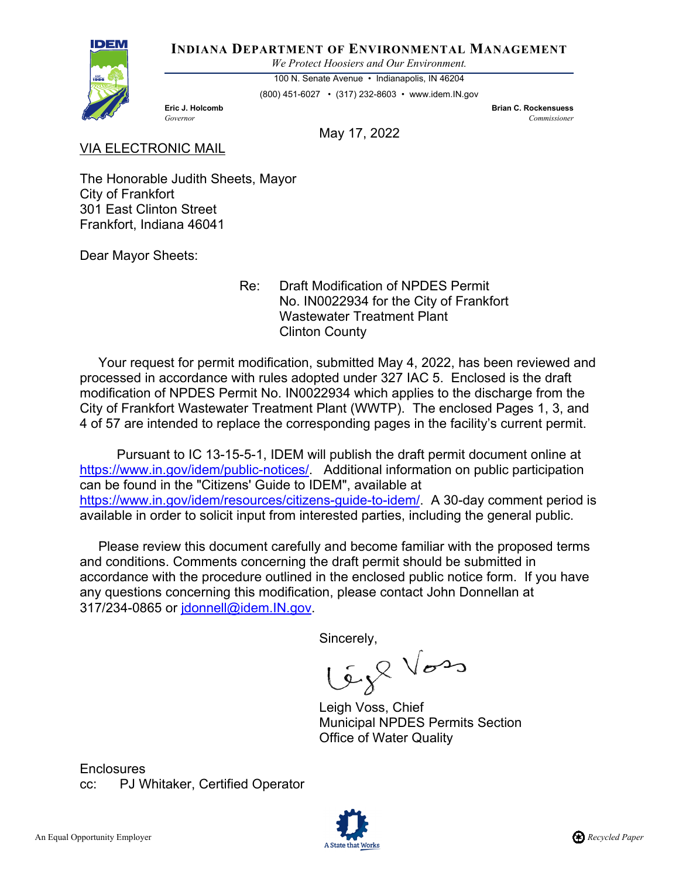**INDIANA DEPARTMENT OF ENVIRONMENTAL MANAGEMENT**

*We Protect Hoosiers and Our Environment.*

100 N. Senate Avenue • Indianapolis, IN 46204

(800) 451-6027 • (317) 232-8603 • www.idem.IN.gov

**Eric J. Holcomb**
*Governor*

**Brian C. Rockensuess**
*Commissioner*

May 17, 2022

VIA ELECTRONIC MAIL

The Honorable Judith Sheets, Mayor
City of Frankfort
301 East Clinton Street
Frankfort, Indiana 46041

Dear Mayor Sheets:

Re: Draft Modification of NPDES Permit No. IN0022934 for the City of Frankfort Wastewater Treatment Plant
Clinton County

Your request for permit modification, submitted May 4, 2022, has been reviewed and processed in accordance with rules adopted under 327 IAC 5. Enclosed is the draft modification of NPDES Permit No. IN0022934 which applies to the discharge from the City of Frankfort Wastewater Treatment Plant (WWTP). The enclosed Pages 1, 3, and 4 of 57 are intended to replace the corresponding pages in the facility's current permit.

Pursuant to IC 13-15-5-1, IDEM will publish the draft permit document online at https://www.in.gov/idem/public-notices/. Additional information on public participation can be found in the "Citizens' Guide to IDEM", available at https://www.in.gov/idem/resources/citizens-guide-to-idem/. A 30-day comment period is available in order to solicit input from interested parties, including the general public.

Please review this document carefully and become familiar with the proposed terms and conditions. Comments concerning the draft permit should be submitted in accordance with the procedure outlined in the enclosed public notice form. If you have any questions concerning this modification, please contact John Donnellan at 317/234-0865 or jdonnell@idem.IN.gov.

Sincerely,

Leigh Voss, Chief
Municipal NPDES Permits Section
Office of Water Quality

Enclosures
cc: PJ Whitaker, Certified Operator

An Equal Opportunity Employer

Recycled Paper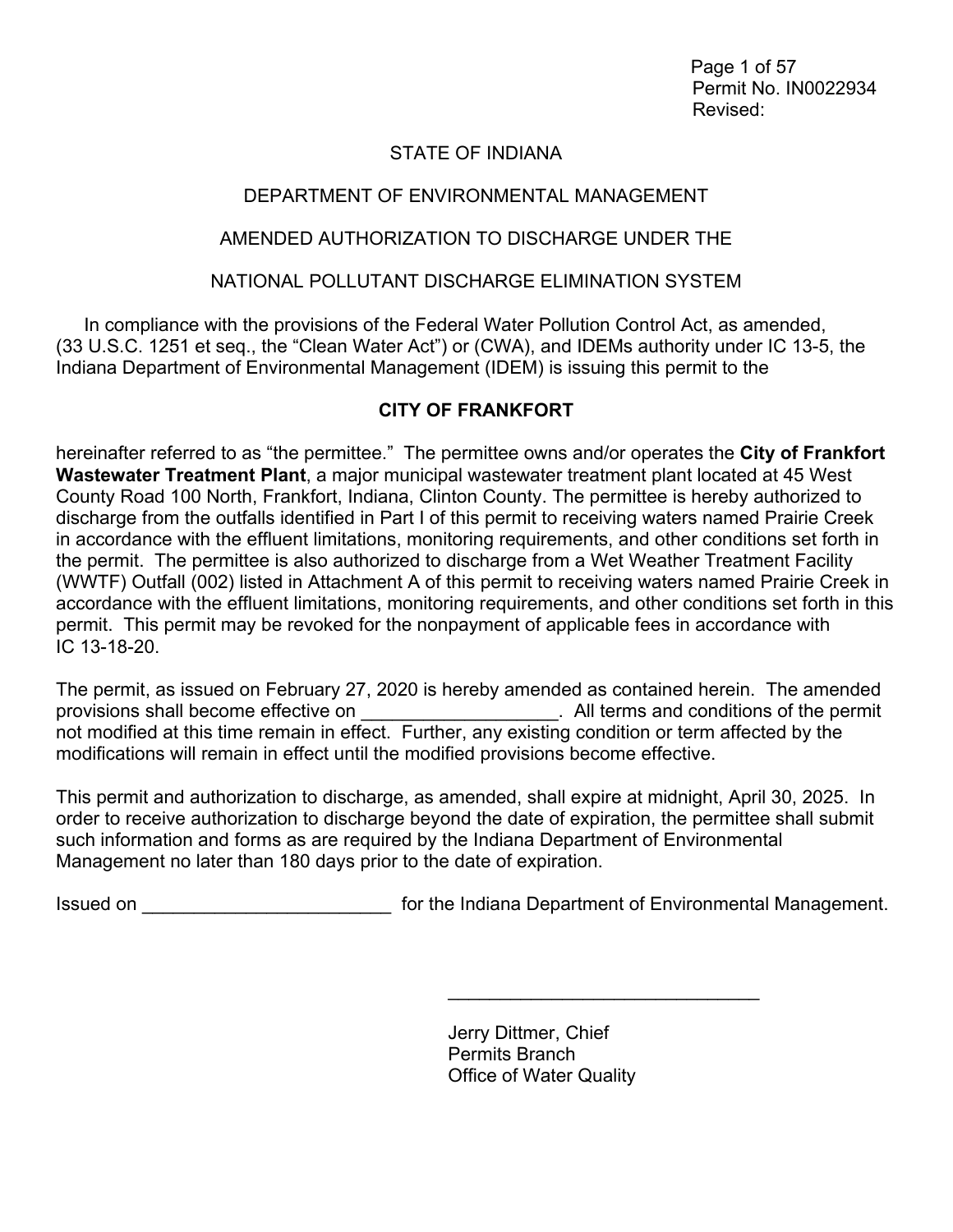Permit No. IN0022934
Revised:

STATE OF INDIANA

DEPARTMENT OF ENVIRONMENTAL MANAGEMENT

AMENDED AUTHORIZATION TO DISCHARGE UNDER THE

NATIONAL POLLUTANT DISCHARGE ELIMINATION SYSTEM

In compliance with the provisions of the Federal Water Pollution Control Act, as amended, (33 U.S.C. 1251 et seq., the "Clean Water Act") or (CWA), and IDEMs authority under IC 13-5, the Indiana Department of Environmental Management (IDEM) is issuing this permit to the

**CITY OF FRANKFORT**

hereinafter referred to as "the permittee." The permittee owns and/or operates the **City of Frankfort Wastewater Treatment Plant**, a major municipal wastewater treatment plant located at 45 West County Road 100 North, Frankfort, Indiana, Clinton County. The permittee is hereby authorized to discharge from the outfalls identified in Part I of this permit to receiving waters named Prairie Creek in accordance with the effluent limitations, monitoring requirements, and other conditions set forth in the permit. The permittee is also authorized to discharge from a Wet Weather Treatment Facility (WWTF) Outfall (002) listed in Attachment A of this permit to receiving waters named Prairie Creek in accordance with the effluent limitations, monitoring requirements, and other conditions set forth in this permit. This permit may be revoked for the nonpayment of applicable fees in accordance with IC 13-18-20.

The permit, as issued on February 27, 2020 is hereby amended as contained herein. The amended provisions shall become effective on ___________________. All terms and conditions of the permit not modified at this time remain in effect. Further, any existing condition or term affected by the modifications will remain in effect until the modified provisions become effective.

This permit and authorization to discharge, as amended, shall expire at midnight, April 30, 2025. In order to receive authorization to discharge beyond the date of expiration, the permittee shall submit such information and forms as are required by the Indiana Department of Environmental Management no later than 180 days prior to the date of expiration.

Issued on ________________________ for the Indiana Department of Environmental Management.

______________________________

Jerry Dittmer, Chief
Permits Branch
Office of Water Quality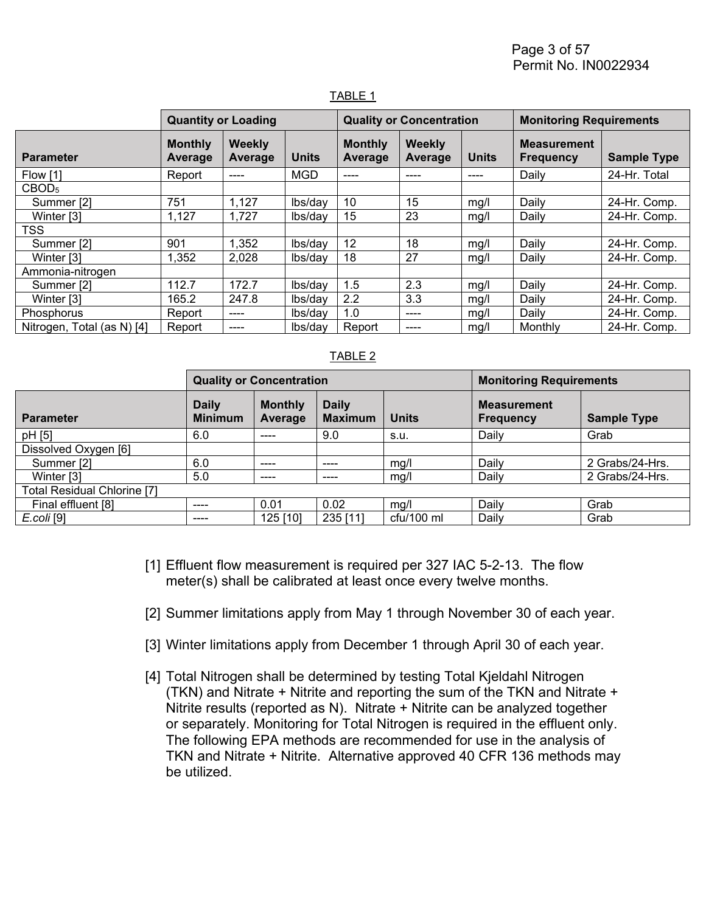TABLE 1

| | Quantity or Loading | | | Quality or Concentration | | | Monitoring Requirements | |
|---|---|---|---|---|---|---|---|---|
| **Parameter** | **Monthly Average** | **Weekly Average** | **Units** | **Monthly Average** | **Weekly Average** | **Units** | **Measurement Frequency** | **Sample Type** |
| Flow [1] | Report | ---- | MGD | ---- | ---- | ---- | Daily | 24-Hr. Total |
| $CBOD_5$ | | | | | | | | |
| Summer [2] | 751 | 1,127 | lbs/day | 10 | 15 | mg/l | Daily | 24-Hr. Comp. |
| Winter [3] | 1,127 | 1,727 | lbs/day | 15 | 23 | mg/l | Daily | 24-Hr. Comp. |
| TSS | | | | | | | | |
| Summer [2] | 901 | 1,352 | lbs/day | 12 | 18 | mg/l | Daily | 24-Hr. Comp. |
| Winter [3] | 1,352 | 2,028 | lbs/day | 18 | 27 | mg/l | Daily | 24-Hr. Comp. |
| Ammonia-nitrogen | | | | | | | | |
| Summer [2] | 112.7 | 172.7 | lbs/day | 1.5 | 2.3 | mg/l | Daily | 24-Hr. Comp. |
| Winter [3] | 165.2 | 247.8 | lbs/day | 2.2 | 3.3 | mg/l | Daily | 24-Hr. Comp. |
| Phosphorus | Report | ---- | lbs/day | 1.0 | ---- | mg/l | Daily | 24-Hr. Comp. |
| Nitrogen, Total (as N) [4] | Report | ---- | lbs/day | Report | ---- | mg/l | Monthly | 24-Hr. Comp. |

TABLE 2

| | Quality or Concentration | | | | Monitoring Requirements | |
|---|---|---|---|---|---|---|
| **Parameter** | **Daily Minimum** | **Monthly Average** | **Daily Maximum** | **Units** | **Measurement Frequency** | **Sample Type** |
| pH [5] | 6.0 | ---- | 9.0 | s.u. | Daily | Grab |
| Dissolved Oxygen [6] | | | | | | |
| Summer [2] | 6.0 | ---- | ---- | mg/l | Daily | 2 Grabs/24-Hrs. |
| Winter [3] | 5.0 | ---- | ---- | mg/l | Daily | 2 Grabs/24-Hrs. |
| Total Residual Chlorine [7] | | | | | | |
| Final effluent [8] | ---- | 0.01 | 0.02 | mg/l | Daily | Grab |
| *E.coli* [9] | ---- | 125 [10] | 235 [11] | cfu/100 ml | Daily | Grab |

[1] Effluent flow measurement is required per 327 IAC 5-2-13. The flow meter(s) shall be calibrated at least once every twelve months.

[2] Summer limitations apply from May 1 through November 30 of each year.

[3] Winter limitations apply from December 1 through April 30 of each year.

[4] Total Nitrogen shall be determined by testing Total Kjeldahl Nitrogen (TKN) and Nitrate + Nitrite and reporting the sum of the TKN and Nitrate + Nitrite results (reported as N). Nitrate + Nitrite can be analyzed together or separately. Monitoring for Total Nitrogen is required in the effluent only. The following EPA methods are recommended for use in the analysis of TKN and Nitrate + Nitrite. Alternative approved 40 CFR 136 methods may be utilized.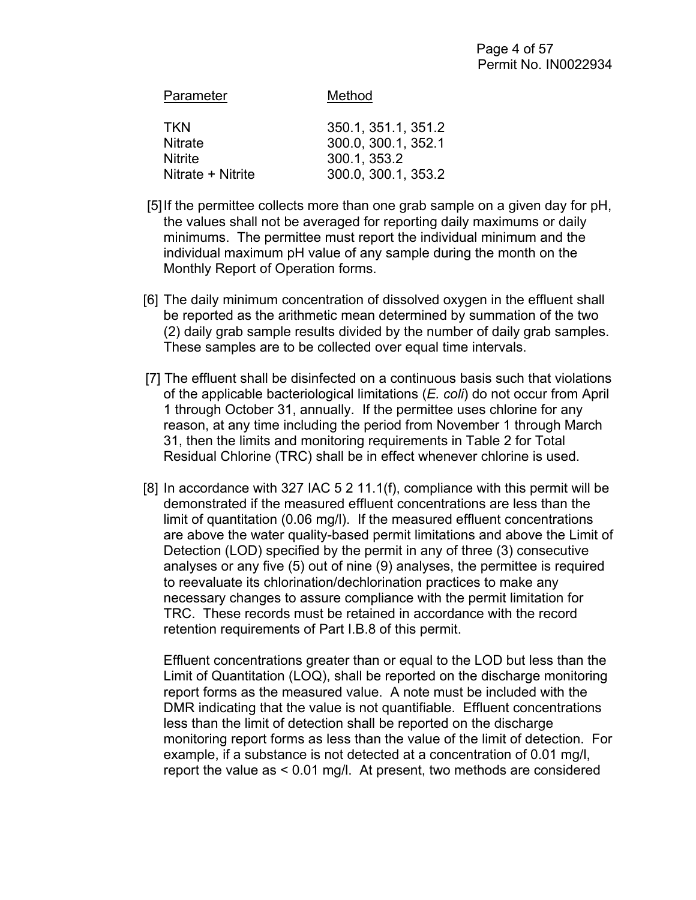| Parameter | Method |
|---|---|
| TKN | 350.1, 351.1, 351.2 |
| Nitrate | 300.0, 300.1, 352.1 |
| Nitrite | 300.1, 353.2 |
| Nitrate + Nitrite | 300.0, 300.1, 353.2 |

[5] If the permittee collects more than one grab sample on a given day for pH, the values shall not be averaged for reporting daily maximums or daily minimums. The permittee must report the individual minimum and the individual maximum pH value of any sample during the month on the Monthly Report of Operation forms.

[6] The daily minimum concentration of dissolved oxygen in the effluent shall be reported as the arithmetic mean determined by summation of the two (2) daily grab sample results divided by the number of daily grab samples. These samples are to be collected over equal time intervals.

[7] The effluent shall be disinfected on a continuous basis such that violations of the applicable bacteriological limitations (*E. coli*) do not occur from April 1 through October 31, annually. If the permittee uses chlorine for any reason, at any time including the period from November 1 through March 31, then the limits and monitoring requirements in Table 2 for Total Residual Chlorine (TRC) shall be in effect whenever chlorine is used.

[8] In accordance with 327 IAC 5 2 11.1(f), compliance with this permit will be demonstrated if the measured effluent concentrations are less than the limit of quantitation (0.06 mg/l). If the measured effluent concentrations are above the water quality-based permit limitations and above the Limit of Detection (LOD) specified by the permit in any of three (3) consecutive analyses or any five (5) out of nine (9) analyses, the permittee is required to reevaluate its chlorination/dechlorination practices to make any necessary changes to assure compliance with the permit limitation for TRC. These records must be retained in accordance with the record retention requirements of Part I.B.8 of this permit.

Effluent concentrations greater than or equal to the LOD but less than the Limit of Quantitation (LOQ), shall be reported on the discharge monitoring report forms as the measured value. A note must be included with the DMR indicating that the value is not quantifiable. Effluent concentrations less than the limit of detection shall be reported on the discharge monitoring report forms as less than the value of the limit of detection. For example, if a substance is not detected at a concentration of 0.01 mg/l, report the value as < 0.01 mg/l. At present, two methods are considered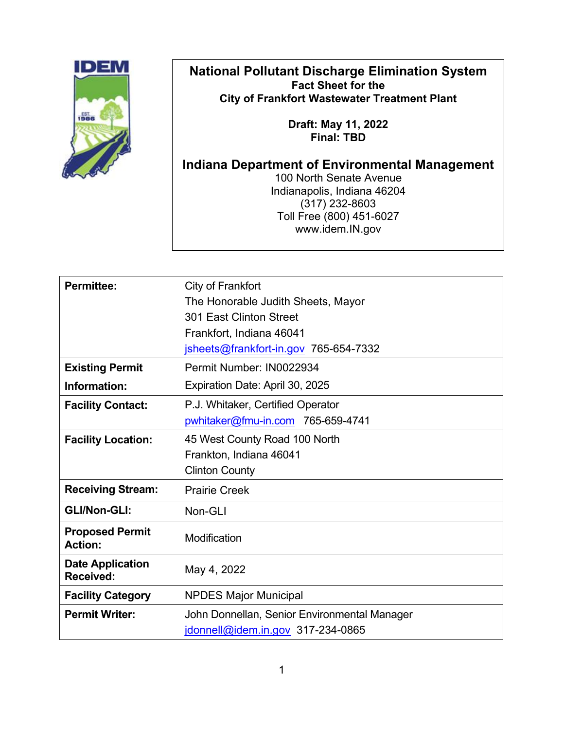# National Pollutant Discharge Elimination System
**Fact Sheet for the**
**City of Frankfort Wastewater Treatment Plant**

**Draft: May 11, 2022**
**Final: TBD**

## Indiana Department of Environmental Management

100 North Senate Avenue
Indianapolis, Indiana 46204
(317) 232-8603
Toll Free (800) 451-6027
www.idem.IN.gov

| | |
|---|---|
| **Permittee:** | City of Frankfort<br>The Honorable Judith Sheets, Mayor<br>301 East Clinton Street<br>Frankfort, Indiana 46041<br>jsheets@frankfort-in.gov 765-654-7332 |
| **Existing Permit Information:** | Permit Number: IN0022934<br>Expiration Date: April 30, 2025 |
| **Facility Contact:** | P.J. Whitaker, Certified Operator<br>pwhitaker@fmu-in.com 765-659-4741 |
| **Facility Location:** | 45 West County Road 100 North<br>Frankton, Indiana 46041<br>Clinton County |
| **Receiving Stream:** | Prairie Creek |
| **GLI/Non-GLI:** | Non-GLI |
| **Proposed Permit Action:** | Modification |
| **Date Application Received:** | May 4, 2022 |
| **Facility Category** | NPDES Major Municipal |
| **Permit Writer:** | John Donnellan, Senior Environmental Manager<br>jdonnell@idem.in.gov 317-234-0865 |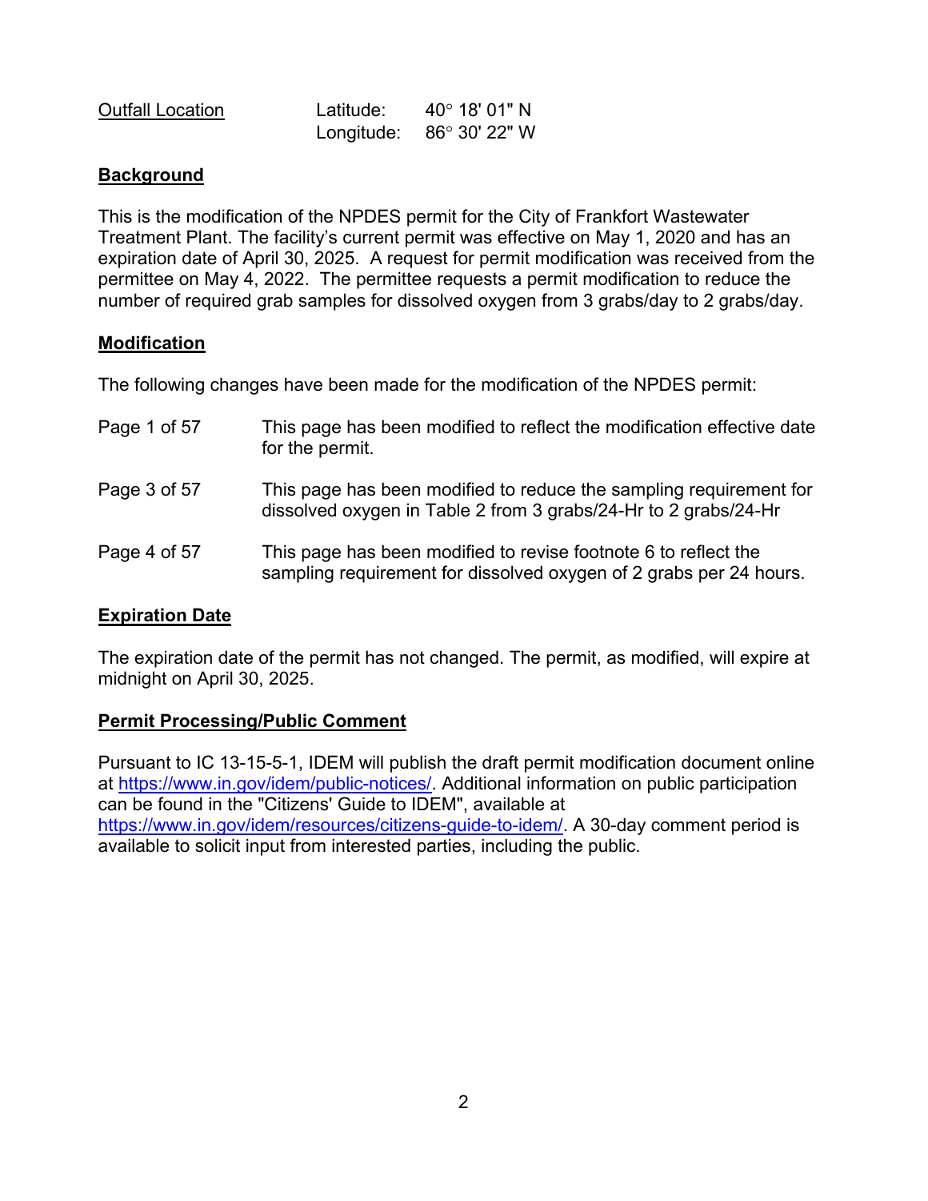Outfall Location    Latitude: 40° 18' 01" N
                    Longitude: 86° 30' 22" W

## Background

This is the modification of the NPDES permit for the City of Frankfort Wastewater Treatment Plant. The facility's current permit was effective on May 1, 2020 and has an expiration date of April 30, 2025. A request for permit modification was received from the permittee on May 4, 2022. The permittee requests a permit modification to reduce the number of required grab samples for dissolved oxygen from 3 grabs/day to 2 grabs/day.

## Modification

The following changes have been made for the modification of the NPDES permit:

| | |
|---|---|
| Page 1 of 57 | This page has been modified to reflect the modification effective date for the permit. |
| Page 3 of 57 | This page has been modified to reduce the sampling requirement for dissolved oxygen in Table 2 from 3 grabs/24-Hr to 2 grabs/24-Hr |
| Page 4 of 57 | This page has been modified to revise footnote 6 to reflect the sampling requirement for dissolved oxygen of 2 grabs per 24 hours. |

## Expiration Date

The expiration date of the permit has not changed. The permit, as modified, will expire at midnight on April 30, 2025.

## Permit Processing/Public Comment

Pursuant to IC 13-15-5-1, IDEM will publish the draft permit modification document online at https://www.in.gov/idem/public-notices/. Additional information on public participation can be found in the "Citizens' Guide to IDEM", available at https://www.in.gov/idem/resources/citizens-guide-to-idem/. A 30-day comment period is available to solicit input from interested parties, including the public.